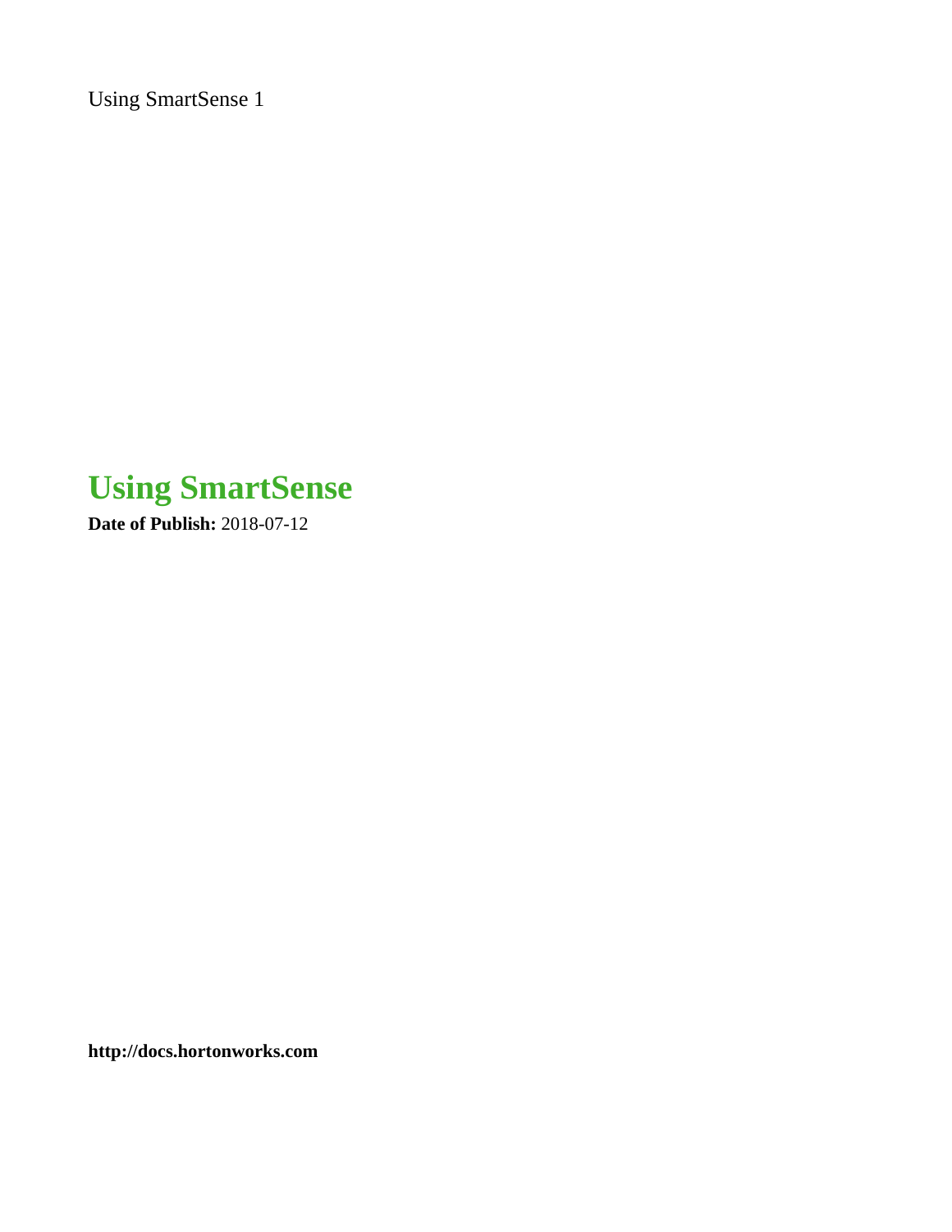# Using SmartSense

**Date of Publish:** 2018-07-12

**http://docs.hortonworks.com**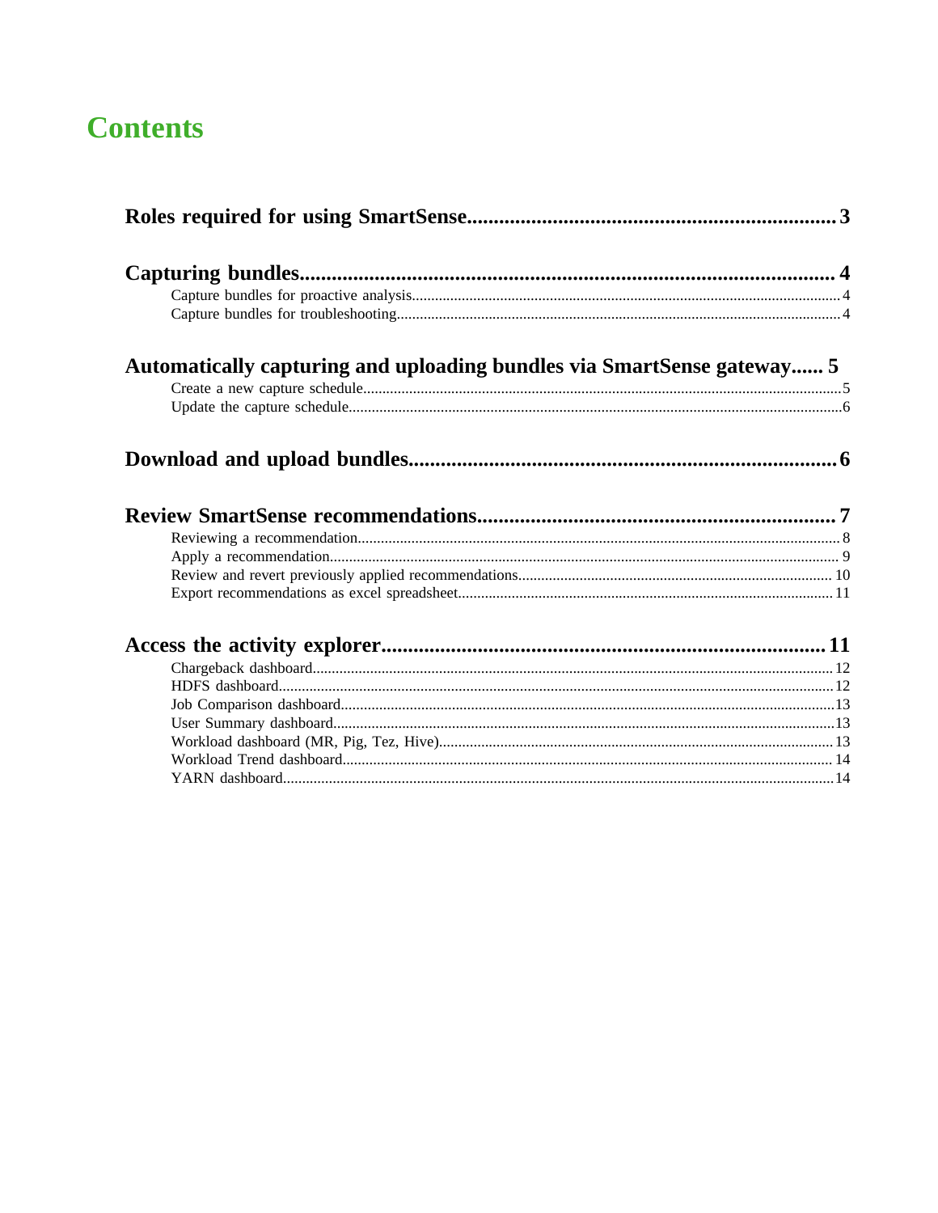# Contents

**Roles required for using SmartSense....................................................................3**

**Capturing bundles.................................................................................................. 4**

Capture bundles for proactive analysis............................................................................................... 4

Capture bundles for troubleshooting................................................................................................... 4

**Automatically capturing and uploading bundles via SmartSense gateway...... 5**

Create a new capture schedule............................................................................................................5

Update the capture schedule................................................................................................................6

**Download and upload bundles..............................................................................6**

**Review SmartSense recommendations.................................................................. 7**

Reviewing a recommendation............................................................................................................. 8

Apply a recommendation.................................................................................................................... 9

Review and revert previously applied recommendations................................................................. 10

Export recommendations as excel spreadsheet................................................................................. 11

**Access the activity explorer................................................................................. 11**

Chargeback dashboard....................................................................................................................... 12

HDFS dashboard................................................................................................................................12

Job Comparison dashboard................................................................................................................13

User Summary dashboard..................................................................................................................13

Workload dashboard (MR, Pig, Tez, Hive)....................................................................................... 13

Workload Trend dashboard............................................................................................................... 14

YARN dashboard...............................................................................................................................14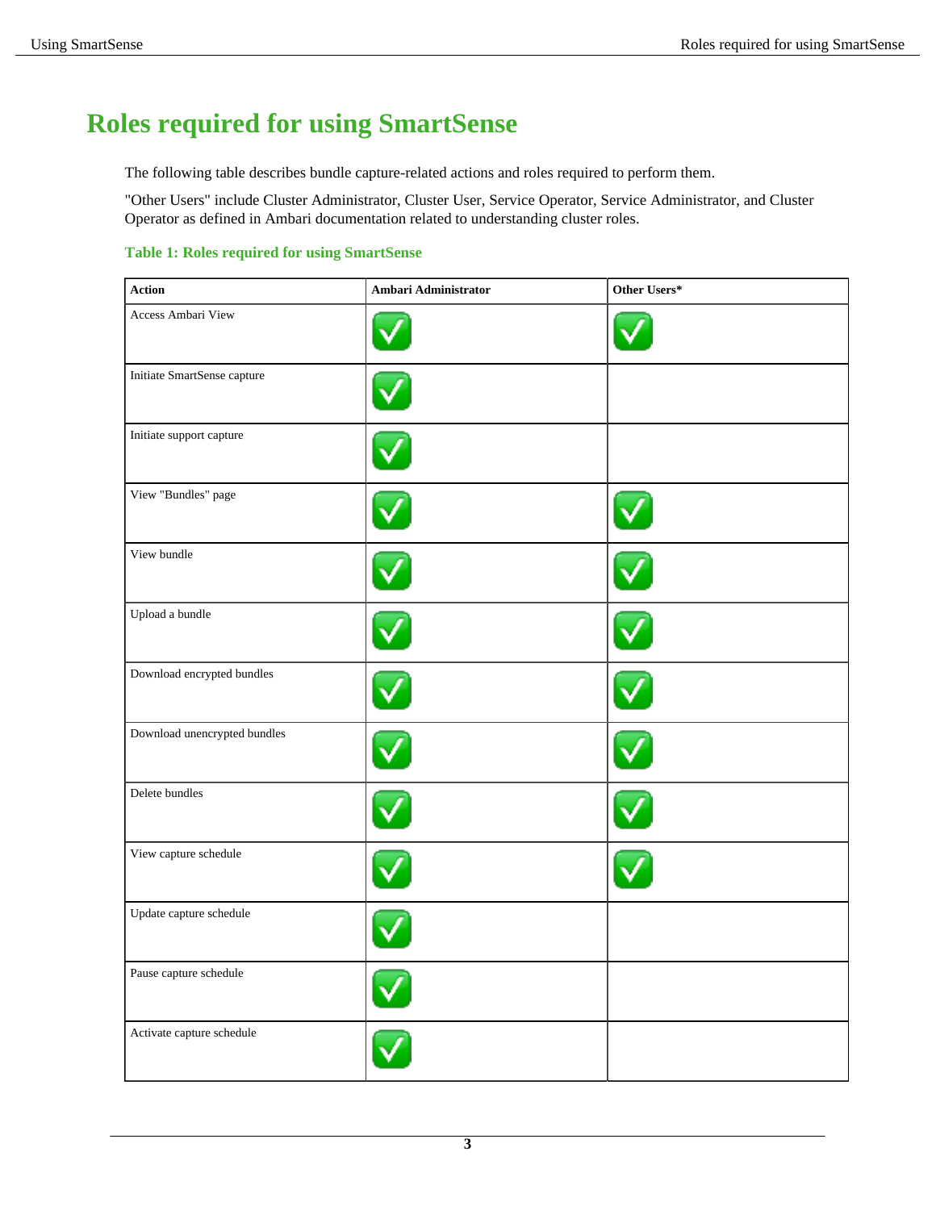# Roles required for using SmartSense

The following table describes bundle capture-related actions and roles required to perform them.

"Other Users" include Cluster Administrator, Cluster User, Service Operator, Service Administrator, and Cluster Operator as defined in Ambari documentation related to understanding cluster roles.

**Table 1: Roles required for using SmartSense**

| Action | Ambari Administrator | Other Users* |
| --- | --- | --- |
| Access Ambari View | ✓ | ✓ |
| Initiate SmartSense capture | ✓ | |
| Initiate support capture | ✓ | |
| View "Bundles" page | ✓ | ✓ |
| View bundle | ✓ | ✓ |
| Upload a bundle | ✓ | ✓ |
| Download encrypted bundles | ✓ | ✓ |
| Download unencrypted bundles | ✓ | ✓ |
| Delete bundles | ✓ | ✓ |
| View capture schedule | ✓ | ✓ |
| Update capture schedule | ✓ | |
| Pause capture schedule | ✓ | |
| Activate capture schedule | ✓ | |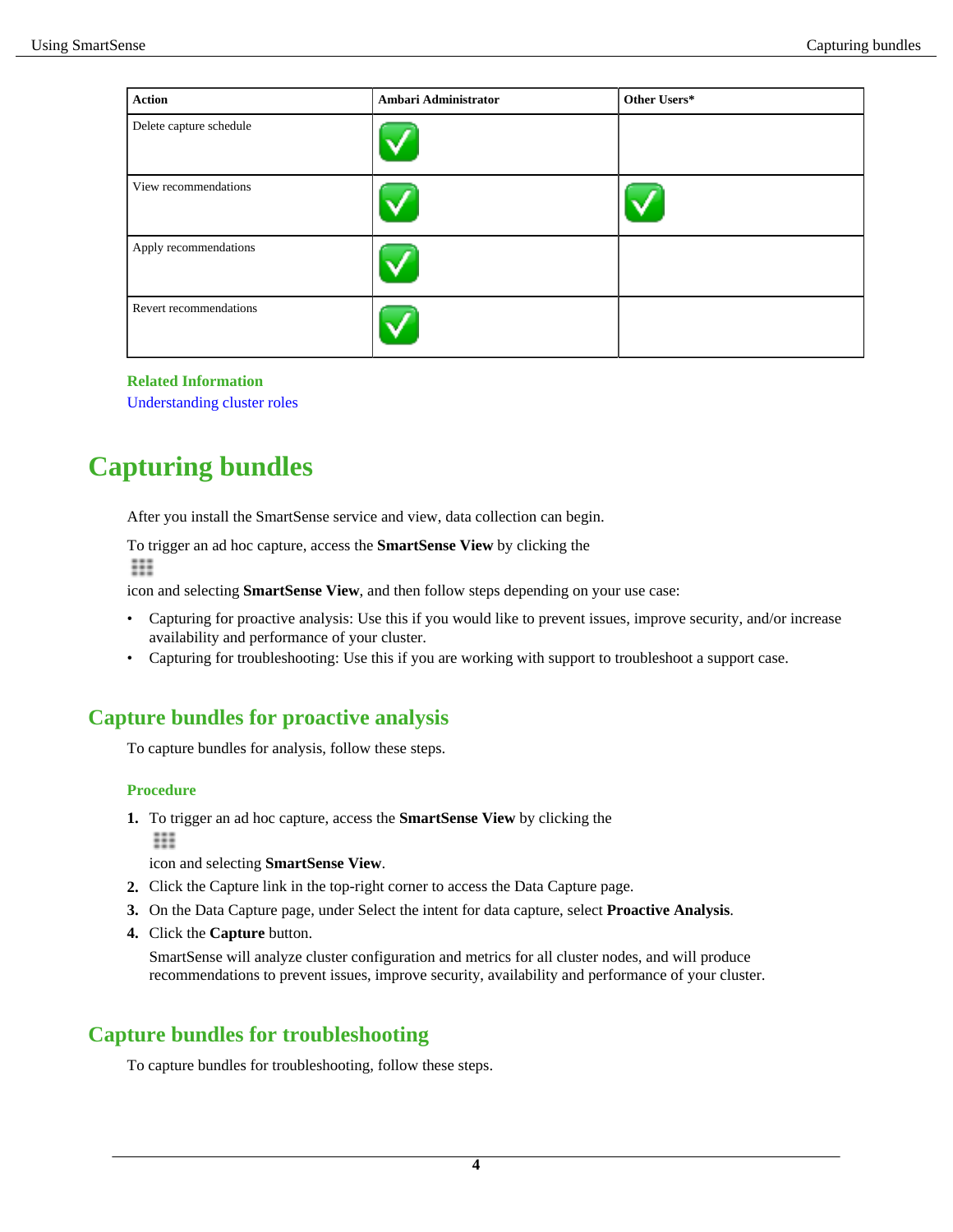| Action | Ambari Administrator | Other Users* |
| --- | --- | --- |
| Delete capture schedule | ✓ | |
| View recommendations | ✓ | ✓ |
| Apply recommendations | ✓ | |
| Revert recommendations | ✓ | |

**Related Information**

Understanding cluster roles

# Capturing bundles

After you install the SmartSense service and view, data collection can begin.

To trigger an ad hoc capture, access the **SmartSense View** by clicking the icon and selecting **SmartSense View**, and then follow steps depending on your use case:

- Capturing for proactive analysis: Use this if you would like to prevent issues, improve security, and/or increase availability and performance of your cluster.
- Capturing for troubleshooting: Use this if you are working with support to troubleshoot a support case.

## Capture bundles for proactive analysis

To capture bundles for analysis, follow these steps.

**Procedure**

1. To trigger an ad hoc capture, access the **SmartSense View** by clicking the icon and selecting **SmartSense View**.
2. Click the Capture link in the top-right corner to access the Data Capture page.
3. On the Data Capture page, under Select the intent for data capture, select **Proactive Analysis**.
4. Click the **Capture** button.

   SmartSense will analyze cluster configuration and metrics for all cluster nodes, and will produce recommendations to prevent issues, improve security, availability and performance of your cluster.

## Capture bundles for troubleshooting

To capture bundles for troubleshooting, follow these steps.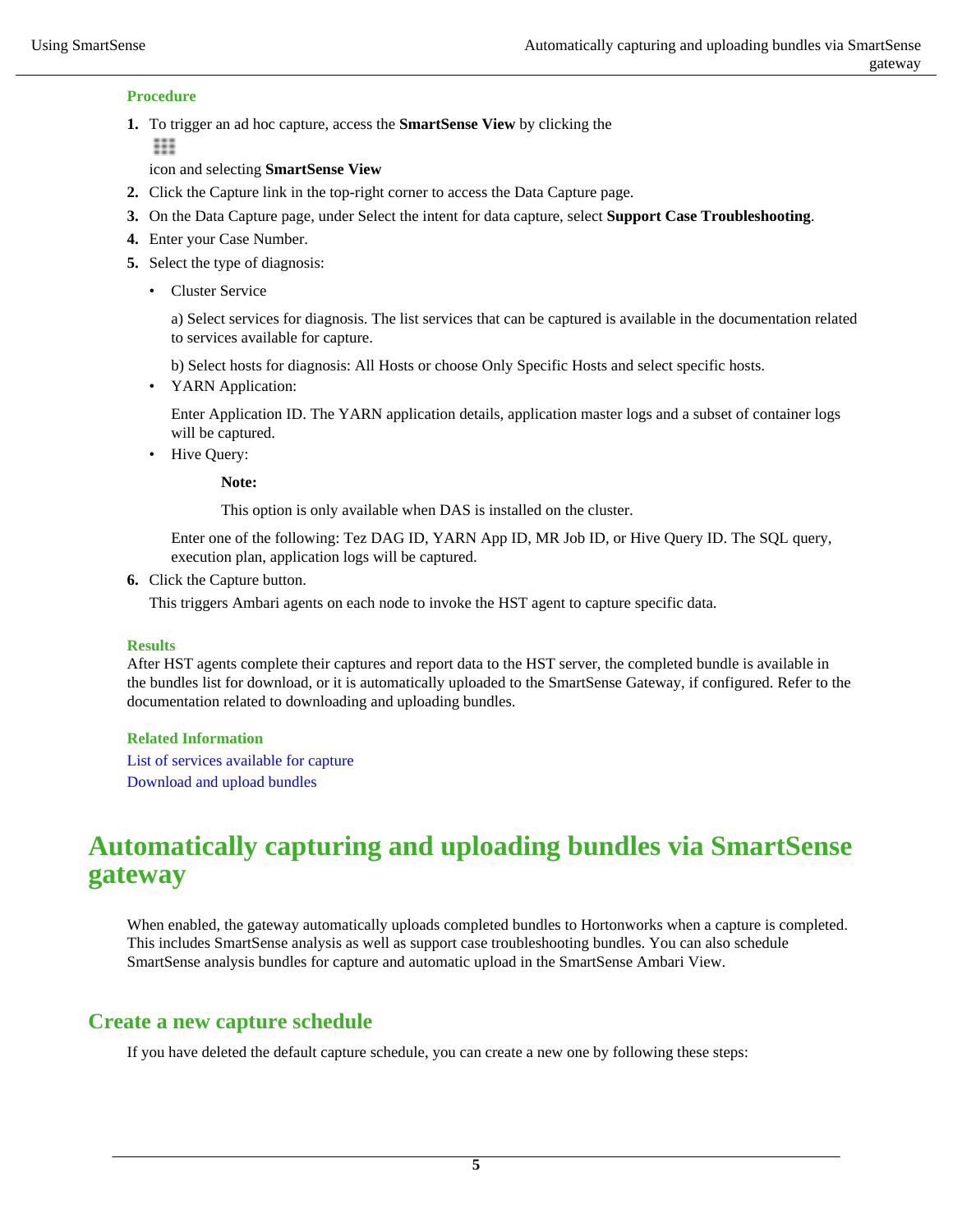**Procedure**

1. To trigger an ad hoc capture, access the **SmartSense View** by clicking the

   icon and selecting **SmartSense View**
2. Click the Capture link in the top-right corner to access the Data Capture page.
3. On the Data Capture page, under Select the intent for data capture, select **Support Case Troubleshooting**.
4. Enter your Case Number.
5. Select the type of diagnosis:
   - Cluster Service

     a) Select services for diagnosis. The list services that can be captured is available in the documentation related to services available for capture.

     b) Select hosts for diagnosis: All Hosts or choose Only Specific Hosts and select specific hosts.
   - YARN Application:

     Enter Application ID. The YARN application details, application master logs and a subset of container logs will be captured.
   - Hive Query:

     > **Note:**
     >
     > This option is only available when DAS is installed on the cluster.

     Enter one of the following: Tez DAG ID, YARN App ID, MR Job ID, or Hive Query ID. The SQL query, execution plan, application logs will be captured.
6. Click the Capture button.

   This triggers Ambari agents on each node to invoke the HST agent to capture specific data.

**Results**

After HST agents complete their captures and report data to the HST server, the completed bundle is available in the bundles list for download, or it is automatically uploaded to the SmartSense Gateway, if configured. Refer to the documentation related to downloading and uploading bundles.

**Related Information**

List of services available for capture

Download and upload bundles

# Automatically capturing and uploading bundles via SmartSense gateway

When enabled, the gateway automatically uploads completed bundles to Hortonworks when a capture is completed. This includes SmartSense analysis as well as support case troubleshooting bundles. You can also schedule SmartSense analysis bundles for capture and automatic upload in the SmartSense Ambari View.

## Create a new capture schedule

If you have deleted the default capture schedule, you can create a new one by following these steps: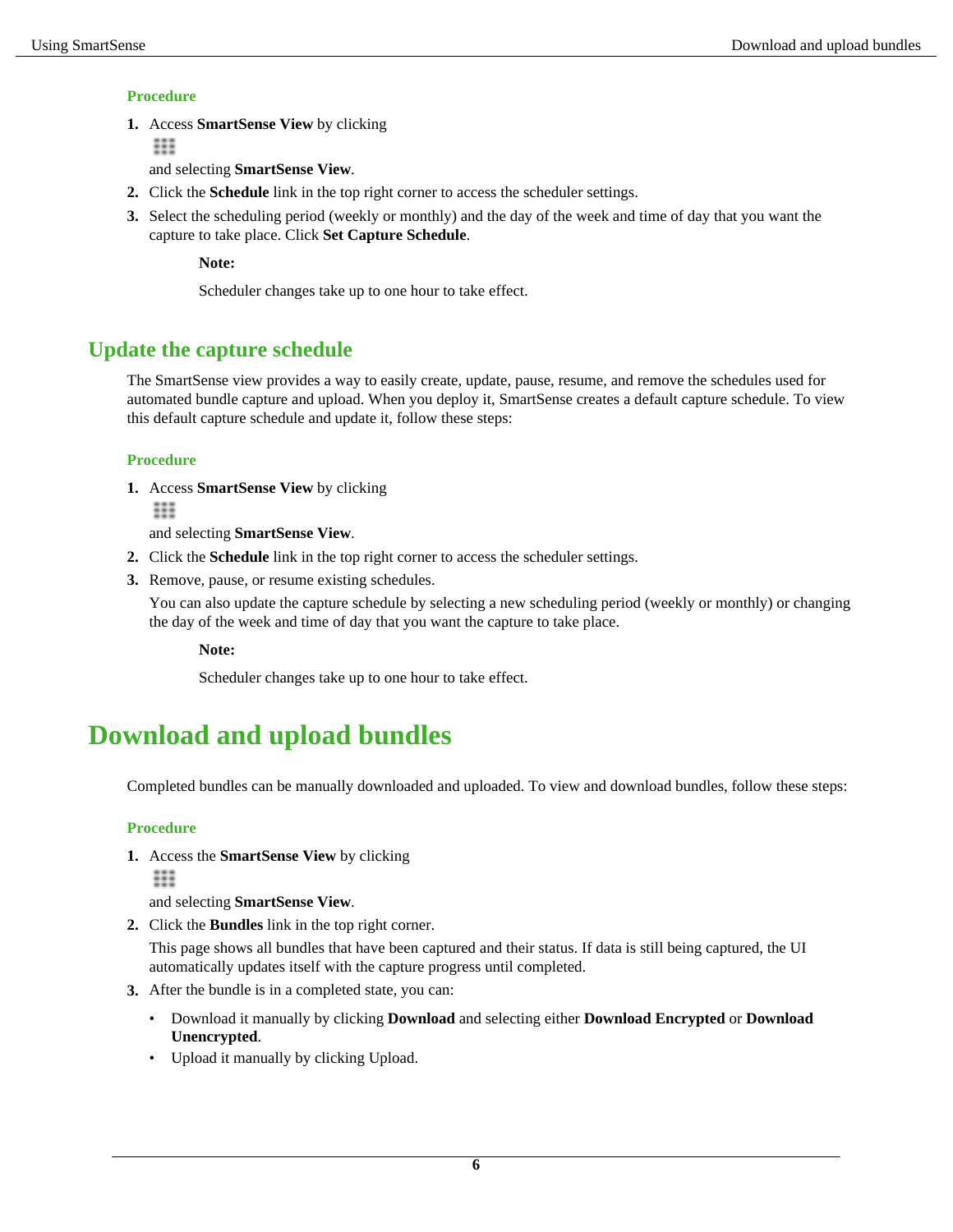**Procedure**

1. Access **SmartSense View** by clicking

   and selecting **SmartSense View**.
2. Click the **Schedule** link in the top right corner to access the scheduler settings.
3. Select the scheduling period (weekly or monthly) and the day of the week and time of day that you want the capture to take place. Click **Set Capture Schedule**.

   **Note:**

   Scheduler changes take up to one hour to take effect.

## Update the capture schedule

The SmartSense view provides a way to easily create, update, pause, resume, and remove the schedules used for automated bundle capture and upload. When you deploy it, SmartSense creates a default capture schedule. To view this default capture schedule and update it, follow these steps:

**Procedure**

1. Access **SmartSense View** by clicking

   and selecting **SmartSense View**.
2. Click the **Schedule** link in the top right corner to access the scheduler settings.
3. Remove, pause, or resume existing schedules.

   You can also update the capture schedule by selecting a new scheduling period (weekly or monthly) or changing the day of the week and time of day that you want the capture to take place.

   **Note:**

   Scheduler changes take up to one hour to take effect.

# Download and upload bundles

Completed bundles can be manually downloaded and uploaded. To view and download bundles, follow these steps:

**Procedure**

1. Access the **SmartSense View** by clicking

   and selecting **SmartSense View**.
2. Click the **Bundles** link in the top right corner.

   This page shows all bundles that have been captured and their status. If data is still being captured, the UI automatically updates itself with the capture progress until completed.
3. After the bundle is in a completed state, you can:
   - Download it manually by clicking **Download** and selecting either **Download Encrypted** or **Download Unencrypted**.
   - Upload it manually by clicking Upload.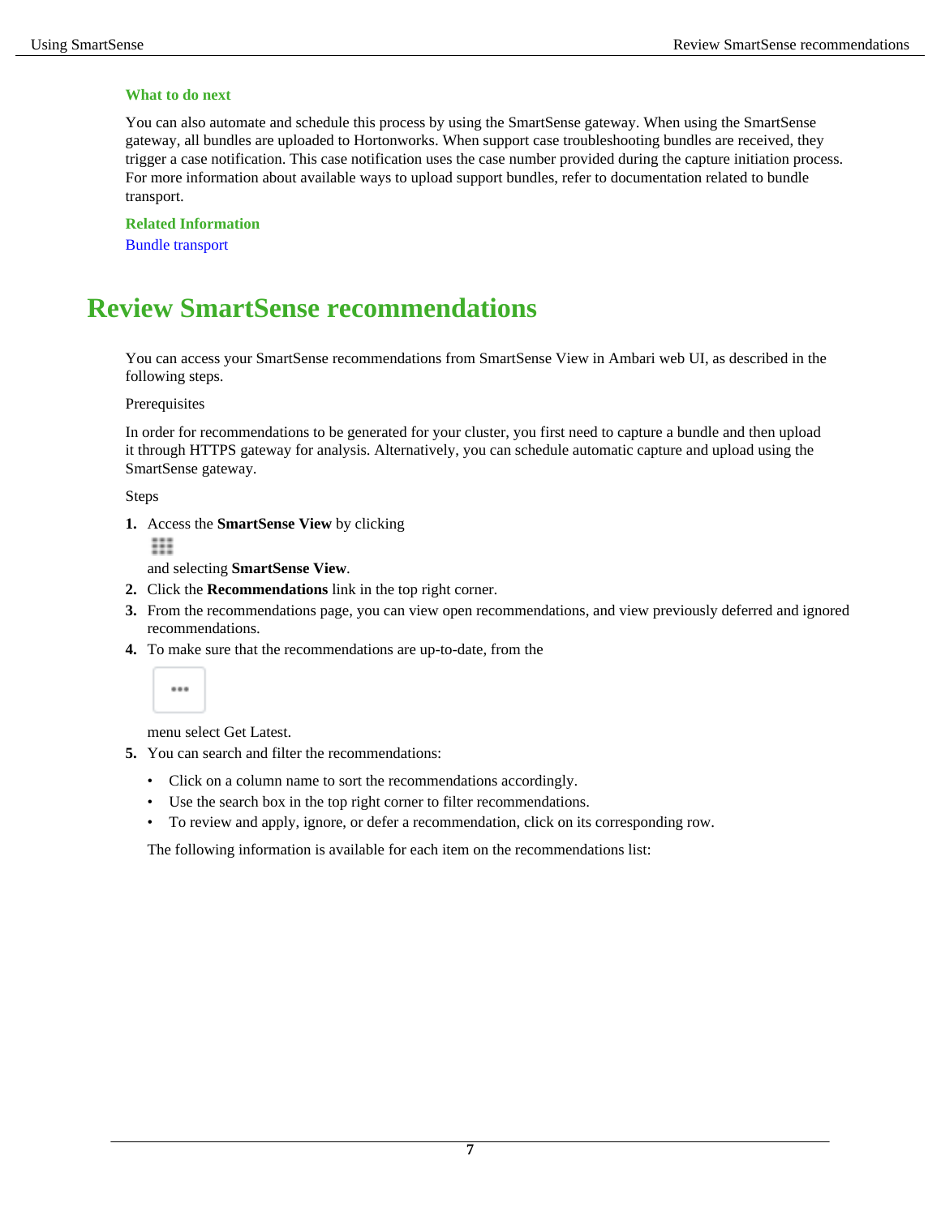### What to do next

You can also automate and schedule this process by using the SmartSense gateway. When using the SmartSense gateway, all bundles are uploaded to Hortonworks. When support case troubleshooting bundles are received, they trigger a case notification. This case notification uses the case number provided during the capture initiation process. For more information about available ways to upload support bundles, refer to documentation related to bundle transport.

### Related Information

Bundle transport

# Review SmartSense recommendations

You can access your SmartSense recommendations from SmartSense View in Ambari web UI, as described in the following steps.

Prerequisites

In order for recommendations to be generated for your cluster, you first need to capture a bundle and then upload it through HTTPS gateway for analysis. Alternatively, you can schedule automatic capture and upload using the SmartSense gateway.

Steps

1. Access the **SmartSense View** by clicking

   and selecting **SmartSense View**.
2. Click the **Recommendations** link in the top right corner.
3. From the recommendations page, you can view open recommendations, and view previously deferred and ignored recommendations.
4. To make sure that the recommendations are up-to-date, from the

   menu select Get Latest.
5. You can search and filter the recommendations:

   - Click on a column name to sort the recommendations accordingly.
   - Use the search box in the top right corner to filter recommendations.
   - To review and apply, ignore, or defer a recommendation, click on its corresponding row.

   The following information is available for each item on the recommendations list: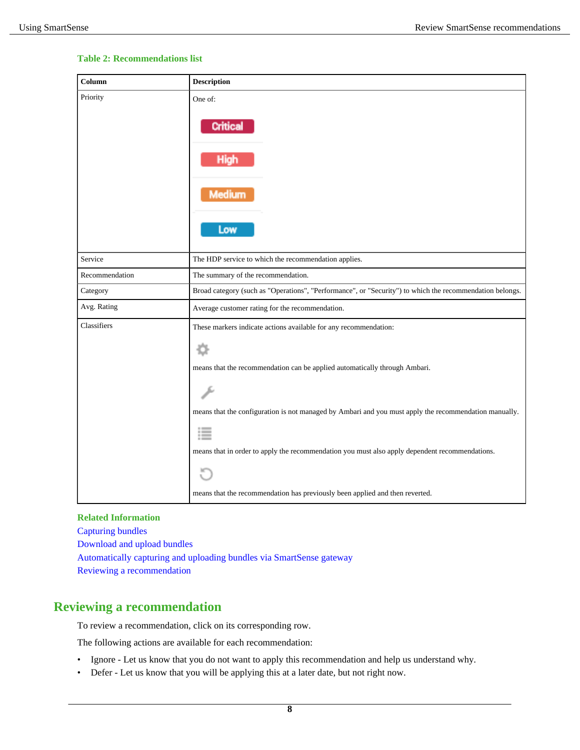**Table 2: Recommendations list**

| Column | Description |
| --- | --- |
| Priority | One of: Critical, High, Medium, Low |
| Service | The HDP service to which the recommendation applies. |
| Recommendation | The summary of the recommendation. |
| Category | Broad category (such as "Operations", "Performance", or "Security") to which the recommendation belongs. |
| Avg. Rating | Average customer rating for the recommendation. |
| Classifiers | These markers indicate actions available for any recommendation: (gear icon) means that the recommendation can be applied automatically through Ambari. (wrench icon) means that the configuration is not managed by Ambari and you must apply the recommendation manually. (list icon) means that in order to apply the recommendation you must also apply dependent recommendations. (revert icon) means that the recommendation has previously been applied and then reverted. |

**Related Information**

Capturing bundles

Download and upload bundles

Automatically capturing and uploading bundles via SmartSense gateway

Reviewing a recommendation

## Reviewing a recommendation

To review a recommendation, click on its corresponding row.

The following actions are available for each recommendation:

- Ignore - Let us know that you do not want to apply this recommendation and help us understand why.
- Defer - Let us know that you will be applying this at a later date, but not right now.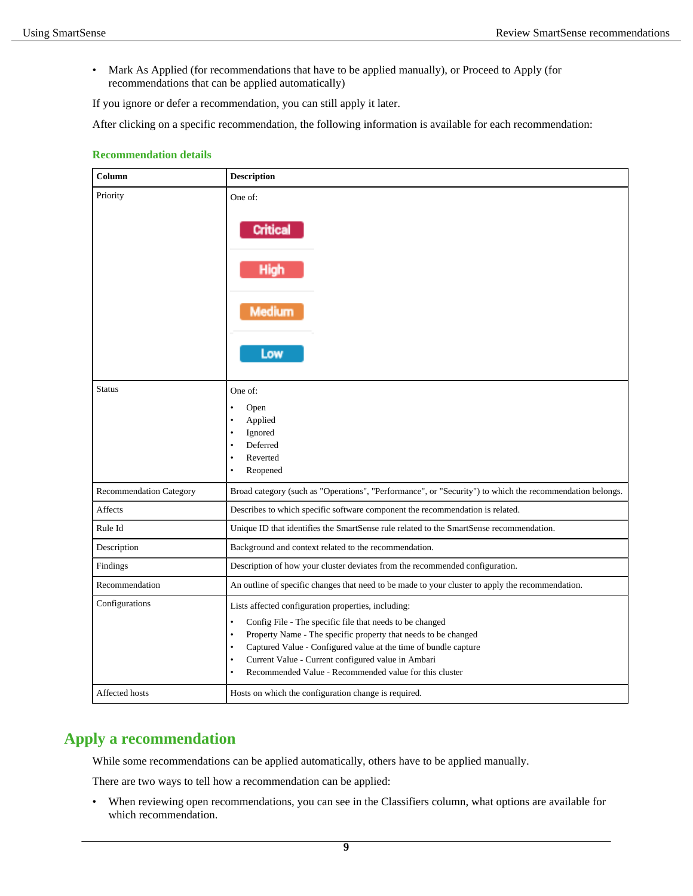- Mark As Applied (for recommendations that have to be applied manually), or Proceed to Apply (for recommendations that can be applied automatically)

If you ignore or defer a recommendation, you can still apply it later.

After clicking on a specific recommendation, the following information is available for each recommendation:

**Recommendation details**

| Column | Description |
|---|---|
| Priority | One of: Critical, High, Medium, Low |
| Status | One of: <br>• Open<br>• Applied<br>• Ignored<br>• Deferred<br>• Reverted<br>• Reopened |
| Recommendation Category | Broad category (such as "Operations", "Performance", or "Security") to which the recommendation belongs. |
| Affects | Describes to which specific software component the recommendation is related. |
| Rule Id | Unique ID that identifies the SmartSense rule related to the SmartSense recommendation. |
| Description | Background and context related to the recommendation. |
| Findings | Description of how your cluster deviates from the recommended configuration. |
| Recommendation | An outline of specific changes that need to be made to your cluster to apply the recommendation. |
| Configurations | Lists affected configuration properties, including:<br>• Config File - The specific file that needs to be changed<br>• Property Name - The specific property that needs to be changed<br>• Captured Value - Configured value at the time of bundle capture<br>• Current Value - Current configured value in Ambari<br>• Recommended Value - Recommended value for this cluster |
| Affected hosts | Hosts on which the configuration change is required. |

## Apply a recommendation

While some recommendations can be applied automatically, others have to be applied manually.

There are two ways to tell how a recommendation can be applied:

- When reviewing open recommendations, you can see in the Classifiers column, what options are available for which recommendation.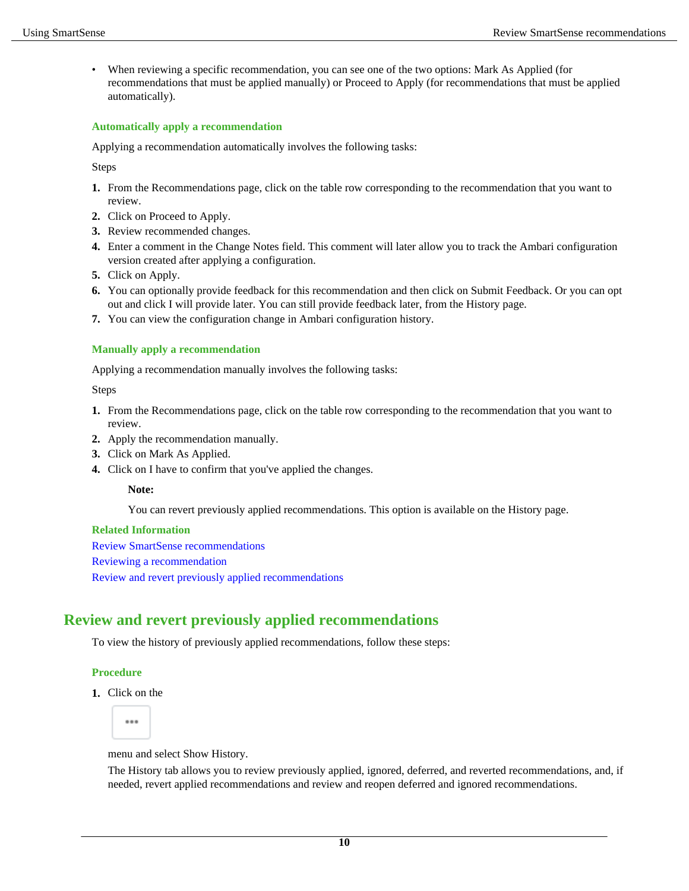- When reviewing a specific recommendation, you can see one of the two options: Mark As Applied (for recommendations that must be applied manually) or Proceed to Apply (for recommendations that must be applied automatically).

### Automatically apply a recommendation

Applying a recommendation automatically involves the following tasks:

Steps

1. From the Recommendations page, click on the table row corresponding to the recommendation that you want to review.
2. Click on Proceed to Apply.
3. Review recommended changes.
4. Enter a comment in the Change Notes field. This comment will later allow you to track the Ambari configuration version created after applying a configuration.
5. Click on Apply.
6. You can optionally provide feedback for this recommendation and then click on Submit Feedback. Or you can opt out and click I will provide later. You can still provide feedback later, from the History page.
7. You can view the configuration change in Ambari configuration history.

### Manually apply a recommendation

Applying a recommendation manually involves the following tasks:

Steps

1. From the Recommendations page, click on the table row corresponding to the recommendation that you want to review.
2. Apply the recommendation manually.
3. Click on Mark As Applied.
4. Click on I have to confirm that you've applied the changes.

**Note:**

You can revert previously applied recommendations. This option is available on the History page.

**Related Information**

Review SmartSense recommendations

Reviewing a recommendation

Review and revert previously applied recommendations

## Review and revert previously applied recommendations

To view the history of previously applied recommendations, follow these steps:

### Procedure

1. Click on the ••• menu and select Show History.

   The History tab allows you to review previously applied, ignored, deferred, and reverted recommendations, and, if needed, revert applied recommendations and review and reopen deferred and ignored recommendations.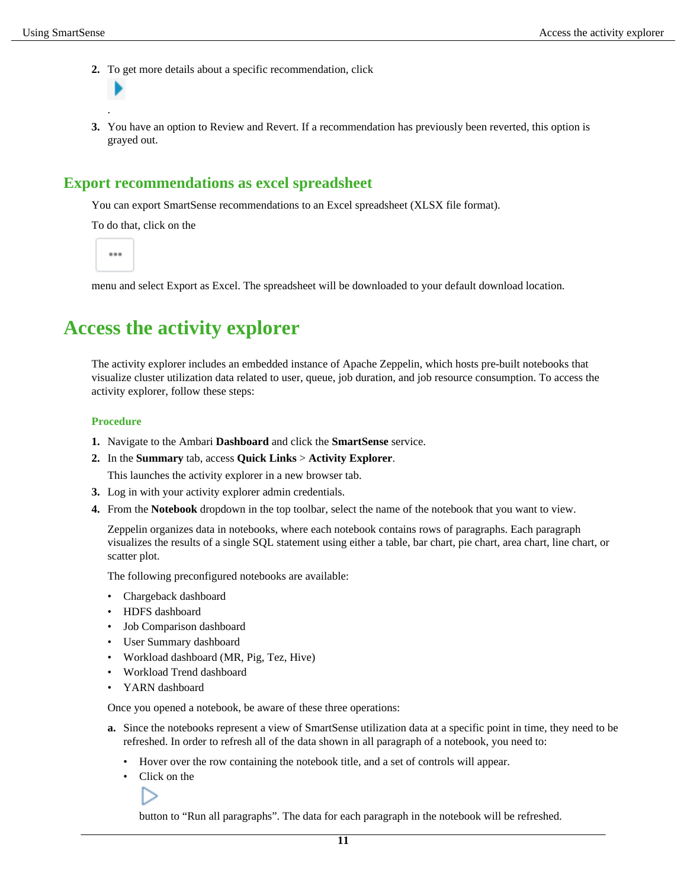2. To get more details about a specific recommendation, click

   .
3. You have an option to Review and Revert. If a recommendation has previously been reverted, this option is grayed out.

## Export recommendations as excel spreadsheet

You can export SmartSense recommendations to an Excel spreadsheet (XLSX file format).

To do that, click on the

menu and select Export as Excel. The spreadsheet will be downloaded to your default download location.

# Access the activity explorer

The activity explorer includes an embedded instance of Apache Zeppelin, which hosts pre-built notebooks that visualize cluster utilization data related to user, queue, job duration, and job resource consumption. To access the activity explorer, follow these steps:

### Procedure

1. Navigate to the Ambari **Dashboard** and click the **SmartSense** service.
2. In the **Summary** tab, access **Quick Links** > **Activity Explorer**.

   This launches the activity explorer in a new browser tab.
3. Log in with your activity explorer admin credentials.
4. From the **Notebook** dropdown in the top toolbar, select the name of the notebook that you want to view.

   Zeppelin organizes data in notebooks, where each notebook contains rows of paragraphs. Each paragraph visualizes the results of a single SQL statement using either a table, bar chart, pie chart, area chart, line chart, or scatter plot.

   The following preconfigured notebooks are available:

   - Chargeback dashboard
   - HDFS dashboard
   - Job Comparison dashboard
   - User Summary dashboard
   - Workload dashboard (MR, Pig, Tez, Hive)
   - Workload Trend dashboard
   - YARN dashboard

   Once you opened a notebook, be aware of these three operations:

   a. Since the notebooks represent a view of SmartSense utilization data at a specific point in time, they need to be refreshed. In order to refresh all of the data shown in all paragraph of a notebook, you need to:

      - Hover over the row containing the notebook title, and a set of controls will appear.
      - Click on the

        button to “Run all paragraphs”. The data for each paragraph in the notebook will be refreshed.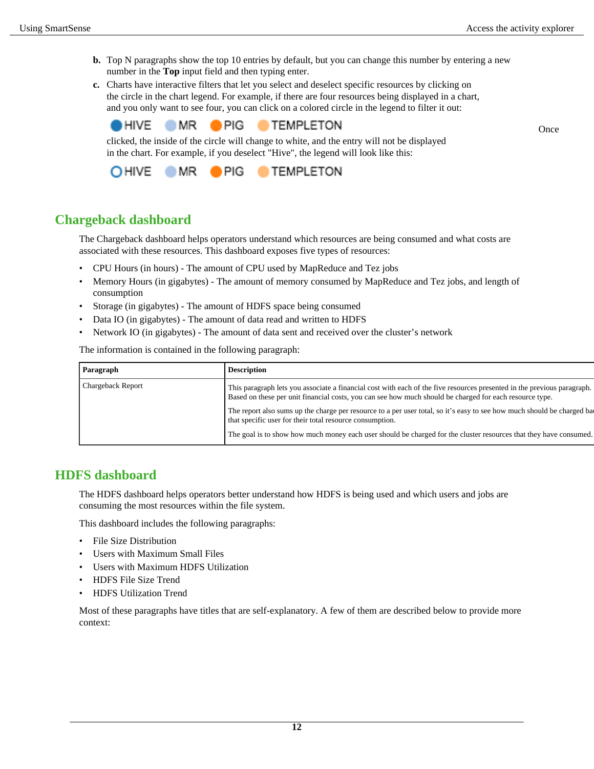b. Top N paragraphs show the top 10 entries by default, but you can change this number by entering a new number in the **Top** input field and then typing enter.

c. Charts have interactive filters that let you select and deselect specific resources by clicking on the circle in the chart legend. For example, if there are four resources being displayed in a chart, and you only want to see four, you can click on a colored circle in the legend to filter it out:

   HIVE MR PIG TEMPLETON

   Once clicked, the inside of the circle will change to white, and the entry will not be displayed in the chart. For example, if you deselect "Hive", the legend will look like this:

   HIVE MR PIG TEMPLETON

## Chargeback dashboard

The Chargeback dashboard helps operators understand which resources are being consumed and what costs are associated with these resources. This dashboard exposes five types of resources:

- CPU Hours (in hours) - The amount of CPU used by MapReduce and Tez jobs
- Memory Hours (in gigabytes) - The amount of memory consumed by MapReduce and Tez jobs, and length of consumption
- Storage (in gigabytes) - The amount of HDFS space being consumed
- Data IO (in gigabytes) - The amount of data read and written to HDFS
- Network IO (in gigabytes) - The amount of data sent and received over the cluster's network

The information is contained in the following paragraph:

| Paragraph | Description |
| --- | --- |
| Chargeback Report | This paragraph lets you associate a financial cost with each of the five resources presented in the previous paragraph. Based on these per unit financial costs, you can see how much should be charged for each resource type.<br><br>The report also sums up the charge per resource to a per user total, so it's easy to see how much should be charged ba that specific user for their total resource consumption.<br><br>The goal is to show how much money each user should be charged for the cluster resources that they have consumed. |

## HDFS dashboard

The HDFS dashboard helps operators better understand how HDFS is being used and which users and jobs are consuming the most resources within the file system.

This dashboard includes the following paragraphs:

- File Size Distribution
- Users with Maximum Small Files
- Users with Maximum HDFS Utilization
- HDFS File Size Trend
- HDFS Utilization Trend

Most of these paragraphs have titles that are self-explanatory. A few of them are described below to provide more context: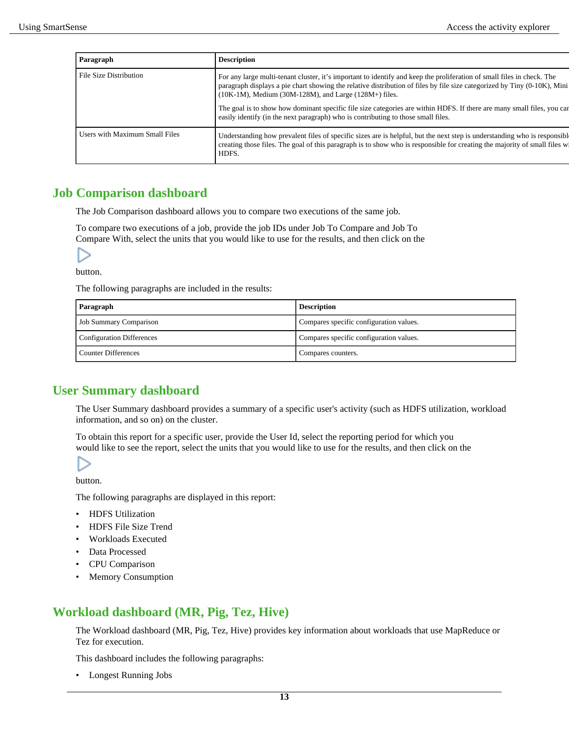| Paragraph | Description |
|---|---|
| File Size Distribution | For any large multi-tenant cluster, it's important to identify and keep the proliferation of small files in check. The paragraph displays a pie chart showing the relative distribution of files by file size categorized by Tiny (0-10K), Mini (10K-1M), Medium (30M-128M), and Large (128M+) files.<br><br>The goal is to show how dominant specific file size categories are within HDFS. If there are many small files, you can easily identify (in the next paragraph) who is contributing to those small files. |
| Users with Maximum Small Files | Understanding how prevalent files of specific sizes are is helpful, but the next step is understanding who is responsible for creating those files. The goal of this paragraph is to show who is responsible for creating the majority of small files within HDFS. |

## Job Comparison dashboard

The Job Comparison dashboard allows you to compare two executions of the same job.

To compare two executions of a job, provide the job IDs under Job To Compare and Job To Compare With, select the units that you would like to use for the results, and then click on the ▷ button.

The following paragraphs are included in the results:

| Paragraph | Description |
|---|---|
| Job Summary Comparison | Compares specific configuration values. |
| Configuration Differences | Compares specific configuration values. |
| Counter Differences | Compares counters. |

## User Summary dashboard

The User Summary dashboard provides a summary of a specific user's activity (such as HDFS utilization, workload information, and so on) on the cluster.

To obtain this report for a specific user, provide the User Id, select the reporting period for which you would like to see the report, select the units that you would like to use for the results, and then click on the ▷ button.

The following paragraphs are displayed in this report:

- HDFS Utilization
- HDFS File Size Trend
- Workloads Executed
- Data Processed
- CPU Comparison
- Memory Consumption

## Workload dashboard (MR, Pig, Tez, Hive)

The Workload dashboard (MR, Pig, Tez, Hive) provides key information about workloads that use MapReduce or Tez for execution.

This dashboard includes the following paragraphs:

- Longest Running Jobs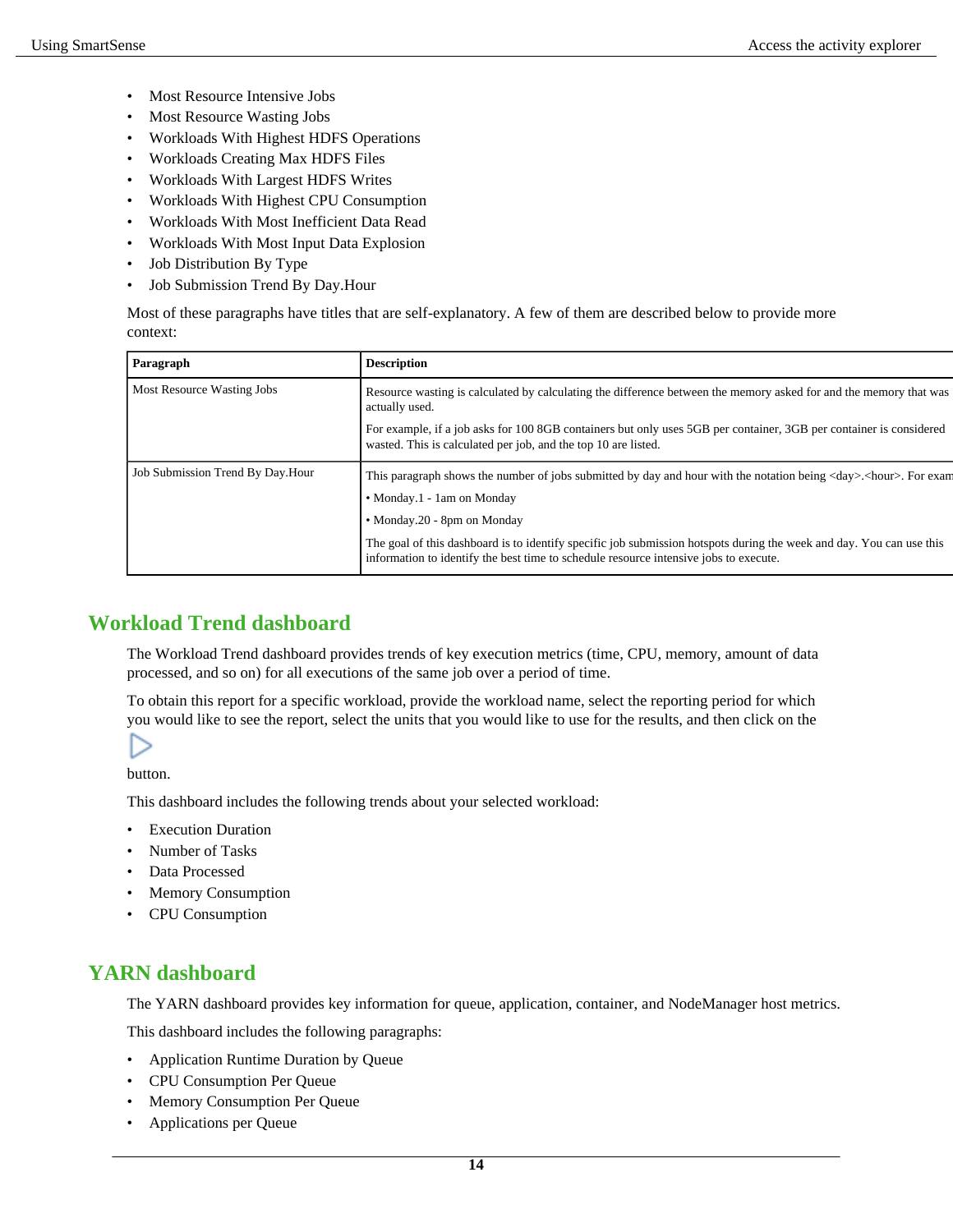- Most Resource Intensive Jobs
- Most Resource Wasting Jobs
- Workloads With Highest HDFS Operations
- Workloads Creating Max HDFS Files
- Workloads With Largest HDFS Writes
- Workloads With Highest CPU Consumption
- Workloads With Most Inefficient Data Read
- Workloads With Most Input Data Explosion
- Job Distribution By Type
- Job Submission Trend By Day.Hour

Most of these paragraphs have titles that are self-explanatory. A few of them are described below to provide more context:

| Paragraph | Description |
| --- | --- |
| Most Resource Wasting Jobs | Resource wasting is calculated by calculating the difference between the memory asked for and the memory that was actually used.<br><br>For example, if a job asks for 100 8GB containers but only uses 5GB per container, 3GB per container is considered wasted. This is calculated per job, and the top 10 are listed. |
| Job Submission Trend By Day.Hour | This paragraph shows the number of jobs submitted by day and hour with the notation being <day>.<hour>. For exam<br><br>• Monday.1 - 1am on Monday<br><br>• Monday.20 - 8pm on Monday<br><br>The goal of this dashboard is to identify specific job submission hotspots during the week and day. You can use this information to identify the best time to schedule resource intensive jobs to execute. |

## Workload Trend dashboard

The Workload Trend dashboard provides trends of key execution metrics (time, CPU, memory, amount of data processed, and so on) for all executions of the same job over a period of time.

To obtain this report for a specific workload, provide the workload name, select the reporting period for which you would like to see the report, select the units that you would like to use for the results, and then click on the ▷ button.

This dashboard includes the following trends about your selected workload:

- Execution Duration
- Number of Tasks
- Data Processed
- Memory Consumption
- CPU Consumption

## YARN dashboard

The YARN dashboard provides key information for queue, application, container, and NodeManager host metrics.

This dashboard includes the following paragraphs:

- Application Runtime Duration by Queue
- CPU Consumption Per Queue
- Memory Consumption Per Queue
- Applications per Queue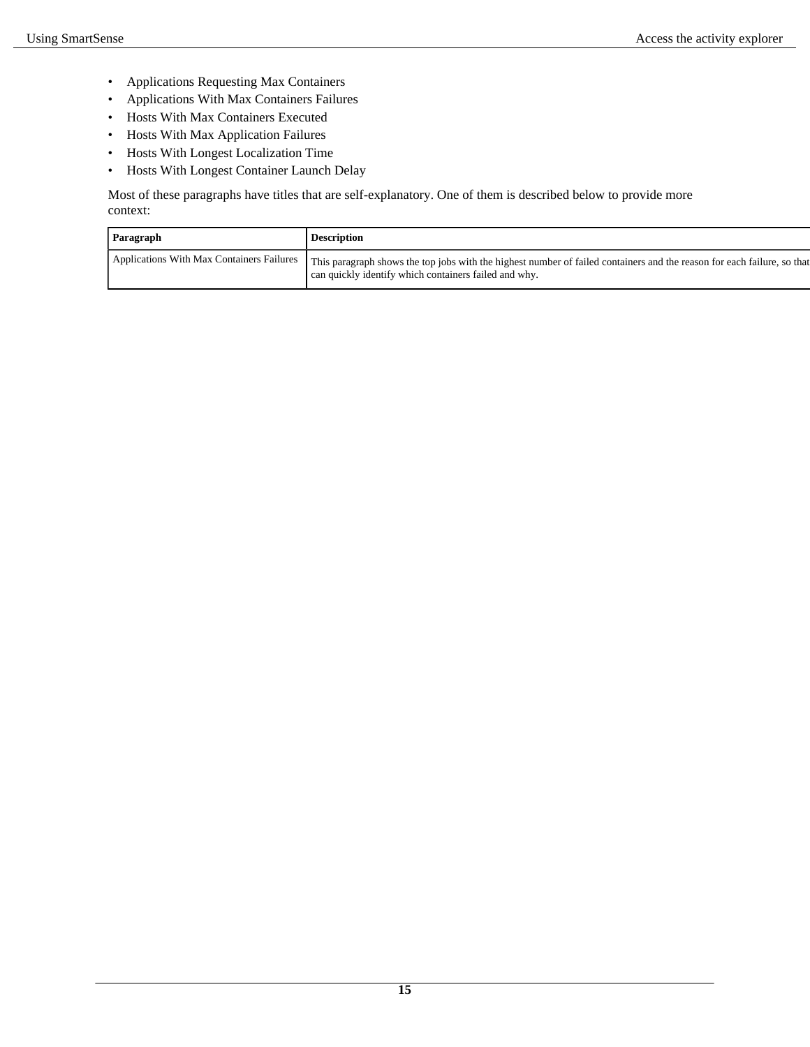- Applications Requesting Max Containers
- Applications With Max Containers Failures
- Hosts With Max Containers Executed
- Hosts With Max Application Failures
- Hosts With Longest Localization Time
- Hosts With Longest Container Launch Delay

Most of these paragraphs have titles that are self-explanatory. One of them is described below to provide more context:

| Paragraph | Description |
| --- | --- |
| Applications With Max Containers Failures | This paragraph shows the top jobs with the highest number of failed containers and the reason for each failure, so that can quickly identify which containers failed and why. |